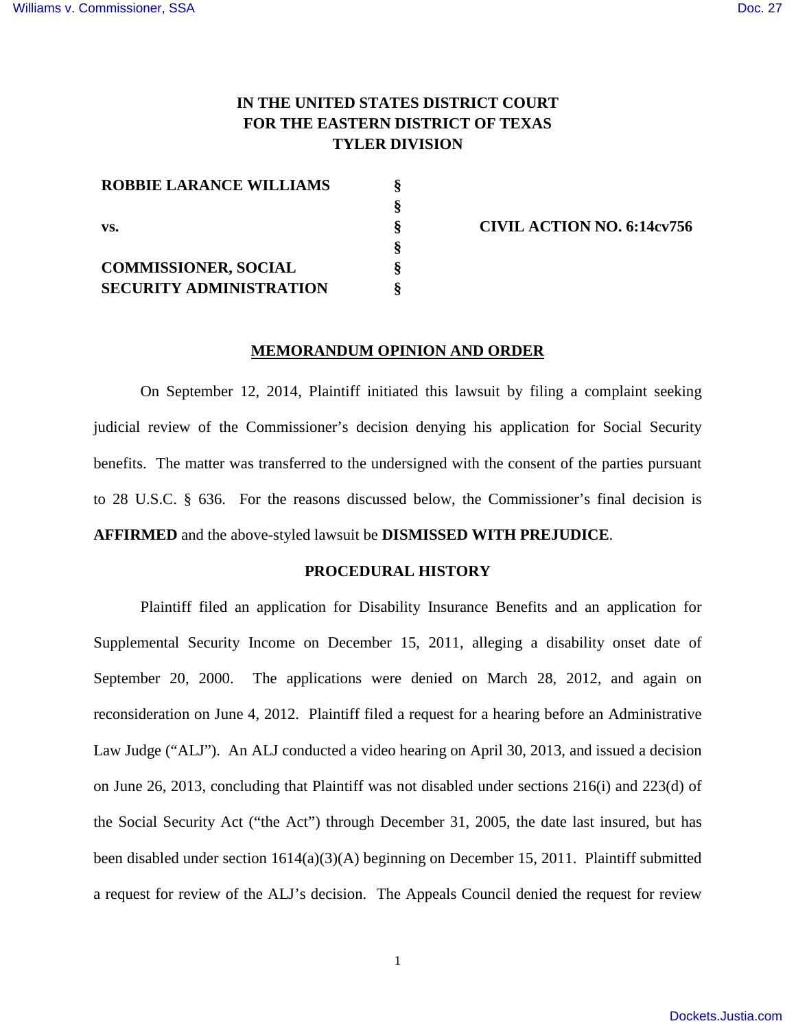**IN THE UNITED STATES DISTRICT COURT**
**FOR THE EASTERN DISTRICT OF TEXAS**
**TYLER DIVISION**

| | | |
|---|---|---|
| **ROBBIE LARANCE WILLIAMS** | § | |
| | § | |
| **vs.** | § | **CIVIL ACTION NO. 6:14cv756** |
| | § | |
| **COMMISSIONER, SOCIAL SECURITY ADMINISTRATION** | § | |

## MEMORANDUM OPINION AND ORDER

On September 12, 2014, Plaintiff initiated this lawsuit by filing a complaint seeking judicial review of the Commissioner's decision denying his application for Social Security benefits. The matter was transferred to the undersigned with the consent of the parties pursuant to 28 U.S.C. § 636. For the reasons discussed below, the Commissioner's final decision is **AFFIRMED** and the above-styled lawsuit be **DISMISSED WITH PREJUDICE**.

### PROCEDURAL HISTORY

Plaintiff filed an application for Disability Insurance Benefits and an application for Supplemental Security Income on December 15, 2011, alleging a disability onset date of September 20, 2000. The applications were denied on March 28, 2012, and again on reconsideration on June 4, 2012. Plaintiff filed a request for a hearing before an Administrative Law Judge ("ALJ"). An ALJ conducted a video hearing on April 30, 2013, and issued a decision on June 26, 2013, concluding that Plaintiff was not disabled under sections 216(i) and 223(d) of the Social Security Act ("the Act") through December 31, 2005, the date last insured, but has been disabled under section 1614(a)(3)(A) beginning on December 15, 2011. Plaintiff submitted a request for review of the ALJ's decision. The Appeals Council denied the request for review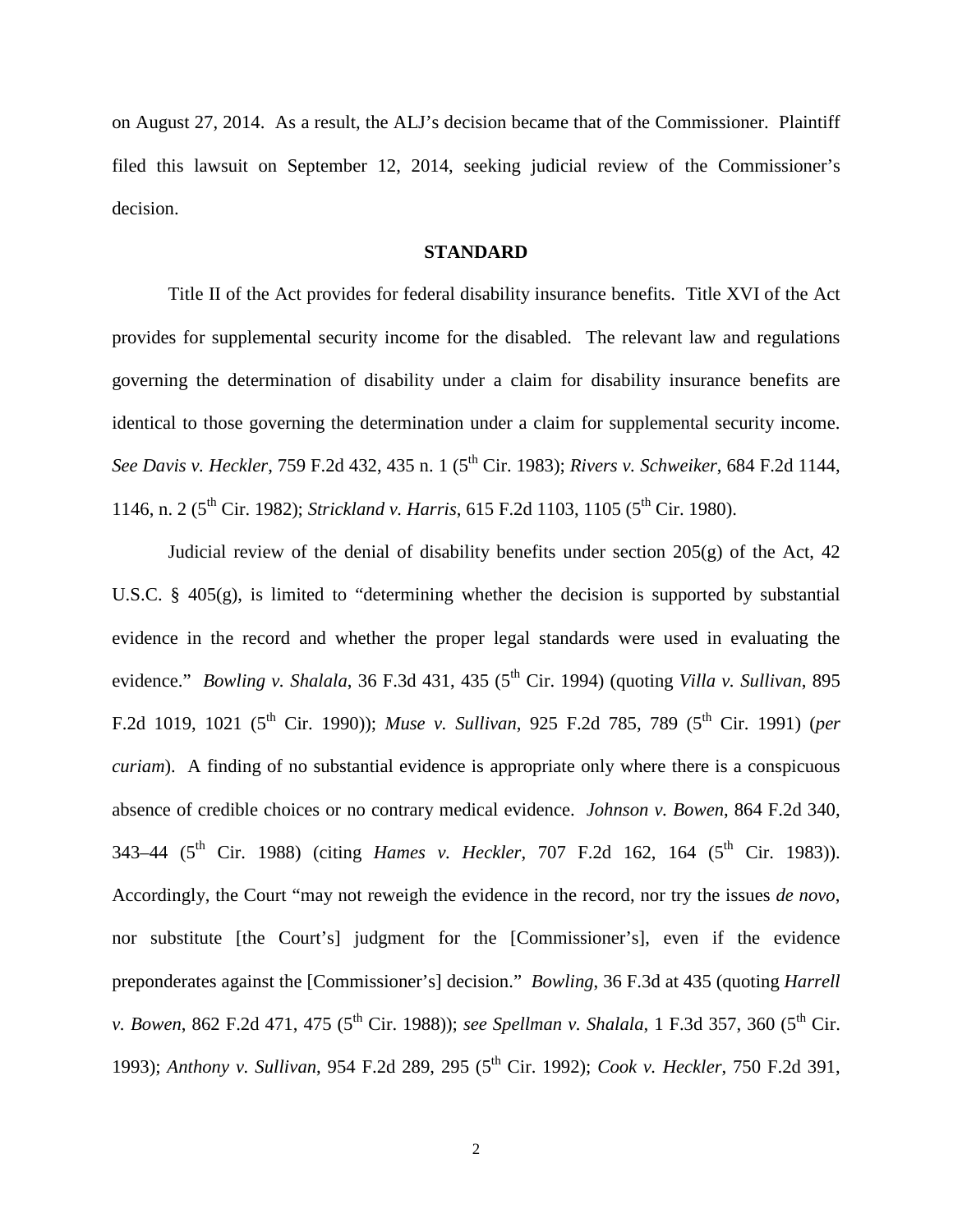on August 27, 2014. As a result, the ALJ's decision became that of the Commissioner. Plaintiff filed this lawsuit on September 12, 2014, seeking judicial review of the Commissioner's decision.

**STANDARD**

Title II of the Act provides for federal disability insurance benefits. Title XVI of the Act provides for supplemental security income for the disabled. The relevant law and regulations governing the determination of disability under a claim for disability insurance benefits are identical to those governing the determination under a claim for supplemental security income. *See Davis v. Heckler*, 759 F.2d 432, 435 n. 1 (5th Cir. 1983); *Rivers v. Schweiker*, 684 F.2d 1144, 1146, n. 2 (5th Cir. 1982); *Strickland v. Harris*, 615 F.2d 1103, 1105 (5th Cir. 1980).

Judicial review of the denial of disability benefits under section 205(g) of the Act, 42 U.S.C. § 405(g), is limited to "determining whether the decision is supported by substantial evidence in the record and whether the proper legal standards were used in evaluating the evidence." *Bowling v. Shalala*, 36 F.3d 431, 435 (5th Cir. 1994) (quoting *Villa v. Sullivan*, 895 F.2d 1019, 1021 (5th Cir. 1990)); *Muse v. Sullivan*, 925 F.2d 785, 789 (5th Cir. 1991) (*per curiam*). A finding of no substantial evidence is appropriate only where there is a conspicuous absence of credible choices or no contrary medical evidence. *Johnson v. Bowen*, 864 F.2d 340, 343–44 (5th Cir. 1988) (citing *Hames v. Heckler*, 707 F.2d 162, 164 (5th Cir. 1983)). Accordingly, the Court "may not reweigh the evidence in the record, nor try the issues *de novo*, nor substitute [the Court's] judgment for the [Commissioner's], even if the evidence preponderates against the [Commissioner's] decision." *Bowling*, 36 F.3d at 435 (quoting *Harrell v. Bowen*, 862 F.2d 471, 475 (5th Cir. 1988)); *see Spellman v. Shalala*, 1 F.3d 357, 360 (5th Cir. 1993); *Anthony v. Sullivan*, 954 F.2d 289, 295 (5th Cir. 1992); *Cook v. Heckler*, 750 F.2d 391,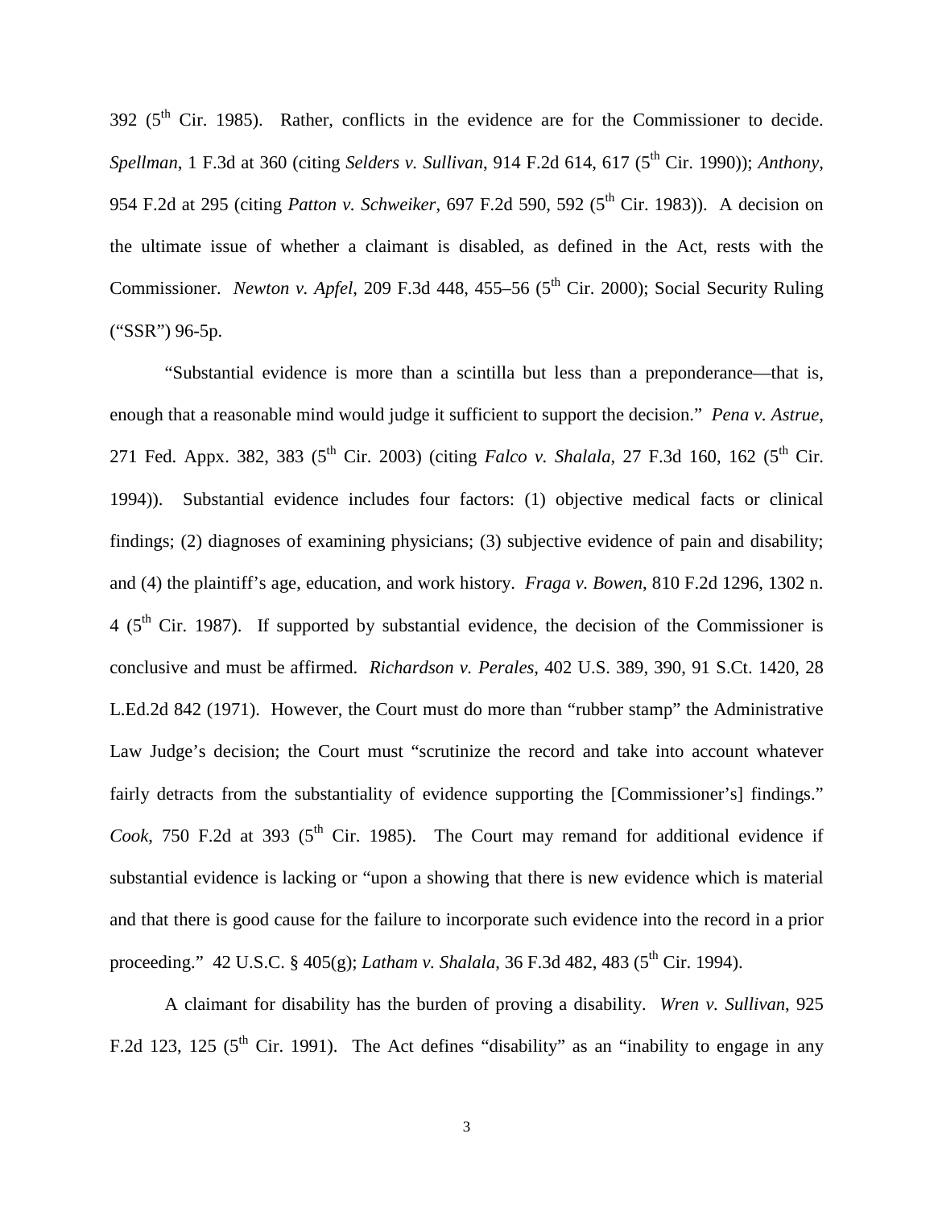392 (5th Cir. 1985). Rather, conflicts in the evidence are for the Commissioner to decide. *Spellman*, 1 F.3d at 360 (citing *Selders v. Sullivan*, 914 F.2d 614, 617 (5th Cir. 1990)); *Anthony*, 954 F.2d at 295 (citing *Patton v. Schweiker*, 697 F.2d 590, 592 (5th Cir. 1983)). A decision on the ultimate issue of whether a claimant is disabled, as defined in the Act, rests with the Commissioner. *Newton v. Apfel*, 209 F.3d 448, 455–56 (5th Cir. 2000); Social Security Ruling ("SSR") 96-5p.

"Substantial evidence is more than a scintilla but less than a preponderance—that is, enough that a reasonable mind would judge it sufficient to support the decision." *Pena v. Astrue*, 271 Fed. Appx. 382, 383 (5th Cir. 2003) (citing *Falco v. Shalala*, 27 F.3d 160, 162 (5th Cir. 1994)). Substantial evidence includes four factors: (1) objective medical facts or clinical findings; (2) diagnoses of examining physicians; (3) subjective evidence of pain and disability; and (4) the plaintiff's age, education, and work history. *Fraga v. Bowen*, 810 F.2d 1296, 1302 n. 4 (5th Cir. 1987). If supported by substantial evidence, the decision of the Commissioner is conclusive and must be affirmed. *Richardson v. Perales*, 402 U.S. 389, 390, 91 S.Ct. 1420, 28 L.Ed.2d 842 (1971). However, the Court must do more than "rubber stamp" the Administrative Law Judge's decision; the Court must "scrutinize the record and take into account whatever fairly detracts from the substantiality of evidence supporting the [Commissioner's] findings." *Cook*, 750 F.2d at 393 (5th Cir. 1985). The Court may remand for additional evidence if substantial evidence is lacking or "upon a showing that there is new evidence which is material and that there is good cause for the failure to incorporate such evidence into the record in a prior proceeding." 42 U.S.C. § 405(g); *Latham v. Shalala*, 36 F.3d 482, 483 (5th Cir. 1994).

A claimant for disability has the burden of proving a disability. *Wren v. Sullivan*, 925 F.2d 123, 125 (5th Cir. 1991). The Act defines "disability" as an "inability to engage in any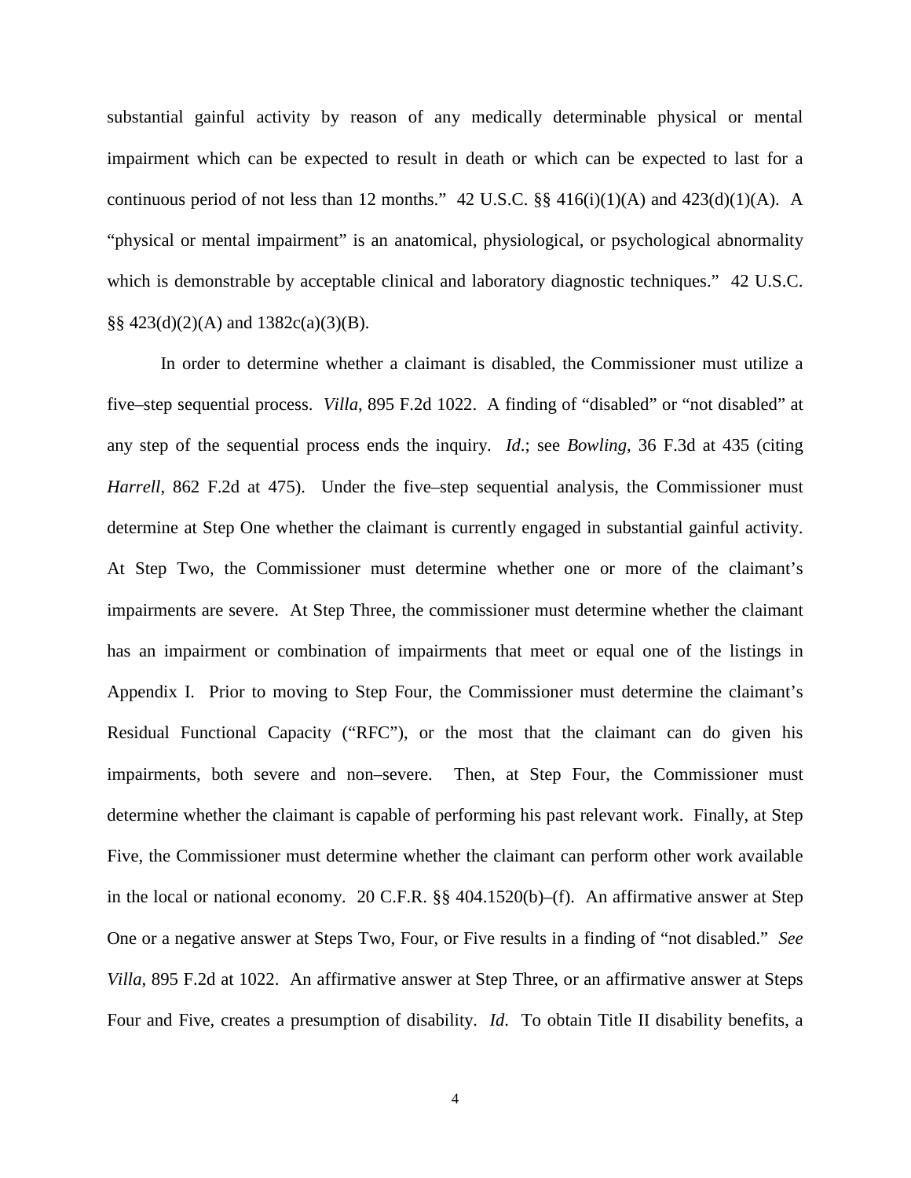substantial gainful activity by reason of any medically determinable physical or mental impairment which can be expected to result in death or which can be expected to last for a continuous period of not less than 12 months." 42 U.S.C. §§ 416(i)(1)(A) and 423(d)(1)(A). A "physical or mental impairment" is an anatomical, physiological, or psychological abnormality which is demonstrable by acceptable clinical and laboratory diagnostic techniques." 42 U.S.C. §§ 423(d)(2)(A) and 1382c(a)(3)(B).

In order to determine whether a claimant is disabled, the Commissioner must utilize a five–step sequential process. *Villa*, 895 F.2d 1022. A finding of "disabled" or "not disabled" at any step of the sequential process ends the inquiry. *Id*.; see *Bowling*, 36 F.3d at 435 (citing *Harrell*, 862 F.2d at 475). Under the five–step sequential analysis, the Commissioner must determine at Step One whether the claimant is currently engaged in substantial gainful activity. At Step Two, the Commissioner must determine whether one or more of the claimant's impairments are severe. At Step Three, the commissioner must determine whether the claimant has an impairment or combination of impairments that meet or equal one of the listings in Appendix I. Prior to moving to Step Four, the Commissioner must determine the claimant's Residual Functional Capacity ("RFC"), or the most that the claimant can do given his impairments, both severe and non–severe. Then, at Step Four, the Commissioner must determine whether the claimant is capable of performing his past relevant work. Finally, at Step Five, the Commissioner must determine whether the claimant can perform other work available in the local or national economy. 20 C.F.R. §§ 404.1520(b)–(f). An affirmative answer at Step One or a negative answer at Steps Two, Four, or Five results in a finding of "not disabled." *See Villa*, 895 F.2d at 1022. An affirmative answer at Step Three, or an affirmative answer at Steps Four and Five, creates a presumption of disability. *Id*. To obtain Title II disability benefits, a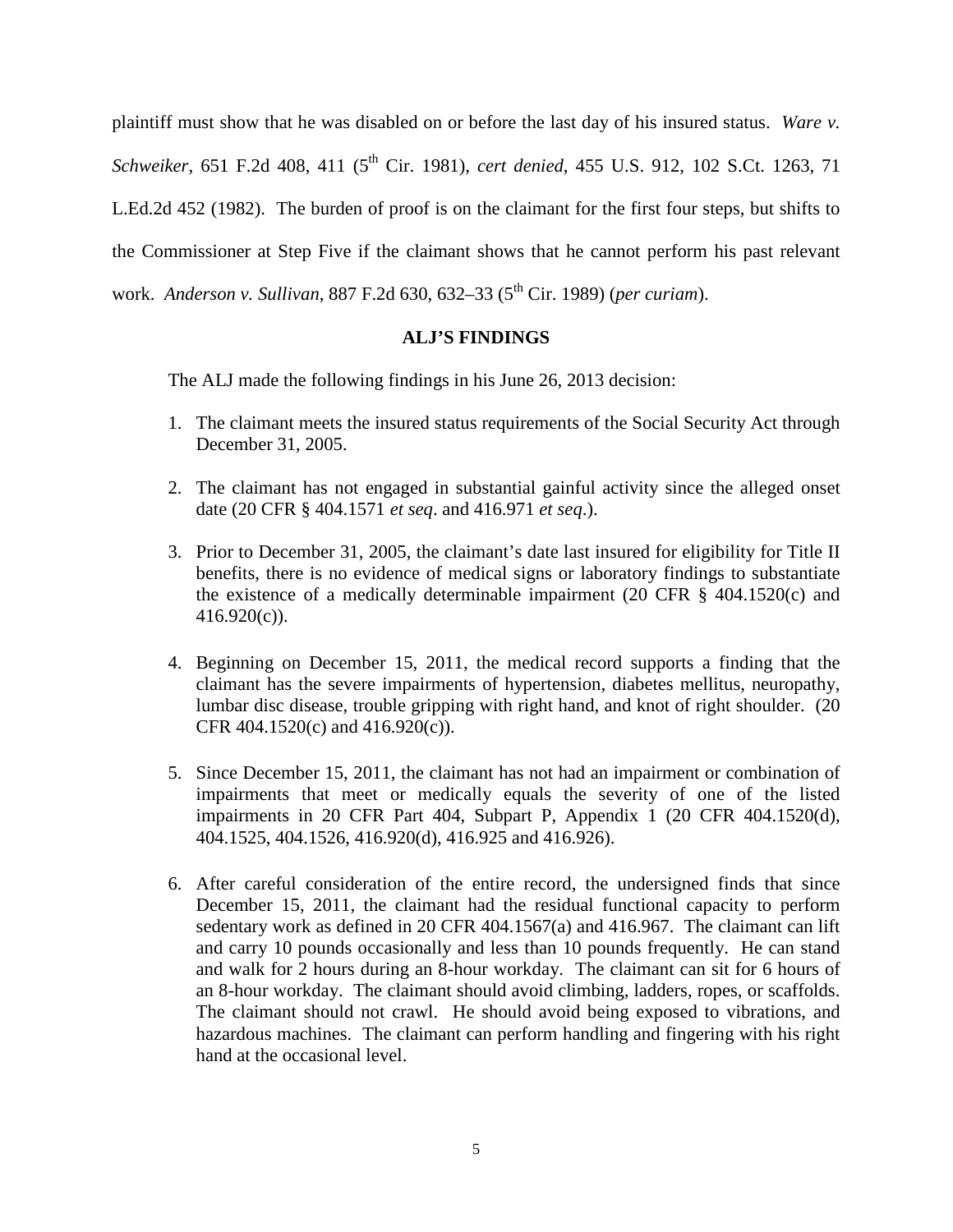plaintiff must show that he was disabled on or before the last day of his insured status. *Ware v. Schweiker*, 651 F.2d 408, 411 (5th Cir. 1981), *cert denied*, 455 U.S. 912, 102 S.Ct. 1263, 71 L.Ed.2d 452 (1982). The burden of proof is on the claimant for the first four steps, but shifts to the Commissioner at Step Five if the claimant shows that he cannot perform his past relevant work. *Anderson v. Sullivan*, 887 F.2d 630, 632–33 (5th Cir. 1989) (*per curiam*).

## ALJ'S FINDINGS

The ALJ made the following findings in his June 26, 2013 decision:

1. The claimant meets the insured status requirements of the Social Security Act through December 31, 2005.

2. The claimant has not engaged in substantial gainful activity since the alleged onset date (20 CFR § 404.1571 *et seq*. and 416.971 *et seq*.).

3. Prior to December 31, 2005, the claimant's date last insured for eligibility for Title II benefits, there is no evidence of medical signs or laboratory findings to substantiate the existence of a medically determinable impairment (20 CFR § 404.1520(c) and 416.920(c)).

4. Beginning on December 15, 2011, the medical record supports a finding that the claimant has the severe impairments of hypertension, diabetes mellitus, neuropathy, lumbar disc disease, trouble gripping with right hand, and knot of right shoulder. (20 CFR 404.1520(c) and 416.920(c)).

5. Since December 15, 2011, the claimant has not had an impairment or combination of impairments that meet or medically equals the severity of one of the listed impairments in 20 CFR Part 404, Subpart P, Appendix 1 (20 CFR 404.1520(d), 404.1525, 404.1526, 416.920(d), 416.925 and 416.926).

6. After careful consideration of the entire record, the undersigned finds that since December 15, 2011, the claimant had the residual functional capacity to perform sedentary work as defined in 20 CFR 404.1567(a) and 416.967. The claimant can lift and carry 10 pounds occasionally and less than 10 pounds frequently. He can stand and walk for 2 hours during an 8-hour workday. The claimant can sit for 6 hours of an 8-hour workday. The claimant should avoid climbing, ladders, ropes, or scaffolds. The claimant should not crawl. He should avoid being exposed to vibrations, and hazardous machines. The claimant can perform handling and fingering with his right hand at the occasional level.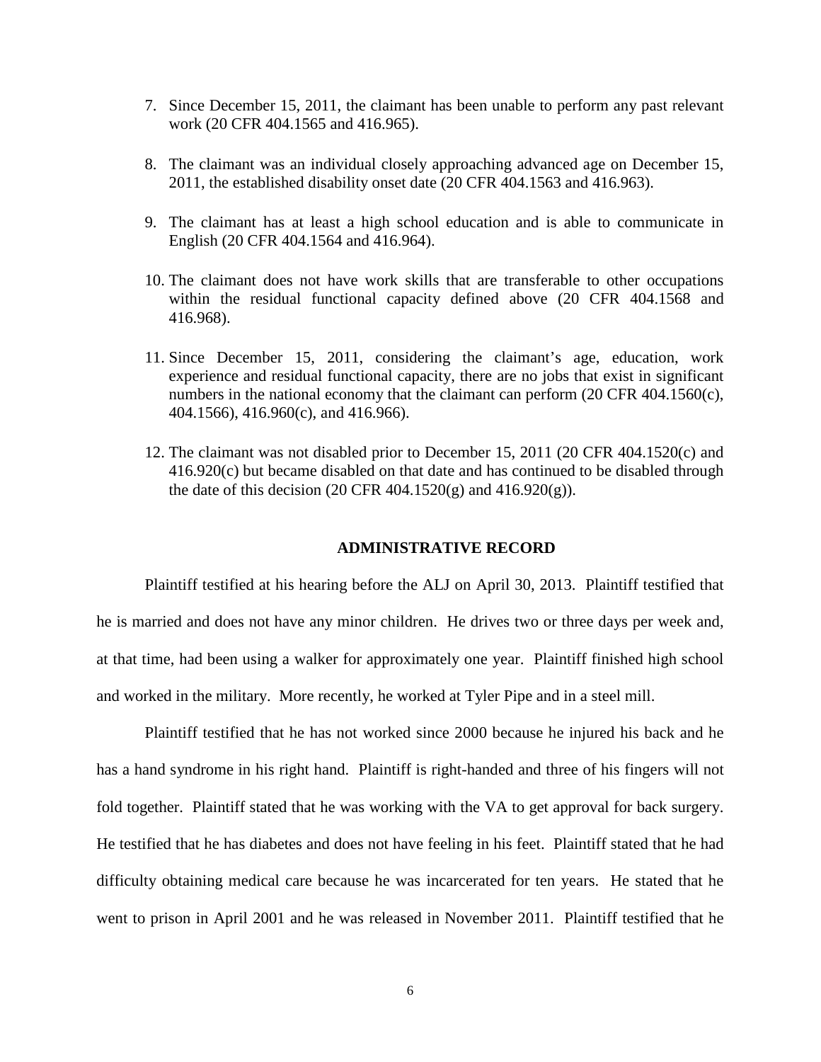7. Since December 15, 2011, the claimant has been unable to perform any past relevant work (20 CFR 404.1565 and 416.965).

8. The claimant was an individual closely approaching advanced age on December 15, 2011, the established disability onset date (20 CFR 404.1563 and 416.963).

9. The claimant has at least a high school education and is able to communicate in English (20 CFR 404.1564 and 416.964).

10. The claimant does not have work skills that are transferable to other occupations within the residual functional capacity defined above (20 CFR 404.1568 and 416.968).

11. Since December 15, 2011, considering the claimant's age, education, work experience and residual functional capacity, there are no jobs that exist in significant numbers in the national economy that the claimant can perform (20 CFR 404.1560(c), 404.1566), 416.960(c), and 416.966).

12. The claimant was not disabled prior to December 15, 2011 (20 CFR 404.1520(c) and 416.920(c) but became disabled on that date and has continued to be disabled through the date of this decision (20 CFR 404.1520(g) and 416.920(g)).

## ADMINISTRATIVE RECORD

Plaintiff testified at his hearing before the ALJ on April 30, 2013. Plaintiff testified that he is married and does not have any minor children. He drives two or three days per week and, at that time, had been using a walker for approximately one year. Plaintiff finished high school and worked in the military. More recently, he worked at Tyler Pipe and in a steel mill.

Plaintiff testified that he has not worked since 2000 because he injured his back and he has a hand syndrome in his right hand. Plaintiff is right-handed and three of his fingers will not fold together. Plaintiff stated that he was working with the VA to get approval for back surgery. He testified that he has diabetes and does not have feeling in his feet. Plaintiff stated that he had difficulty obtaining medical care because he was incarcerated for ten years. He stated that he went to prison in April 2001 and he was released in November 2011. Plaintiff testified that he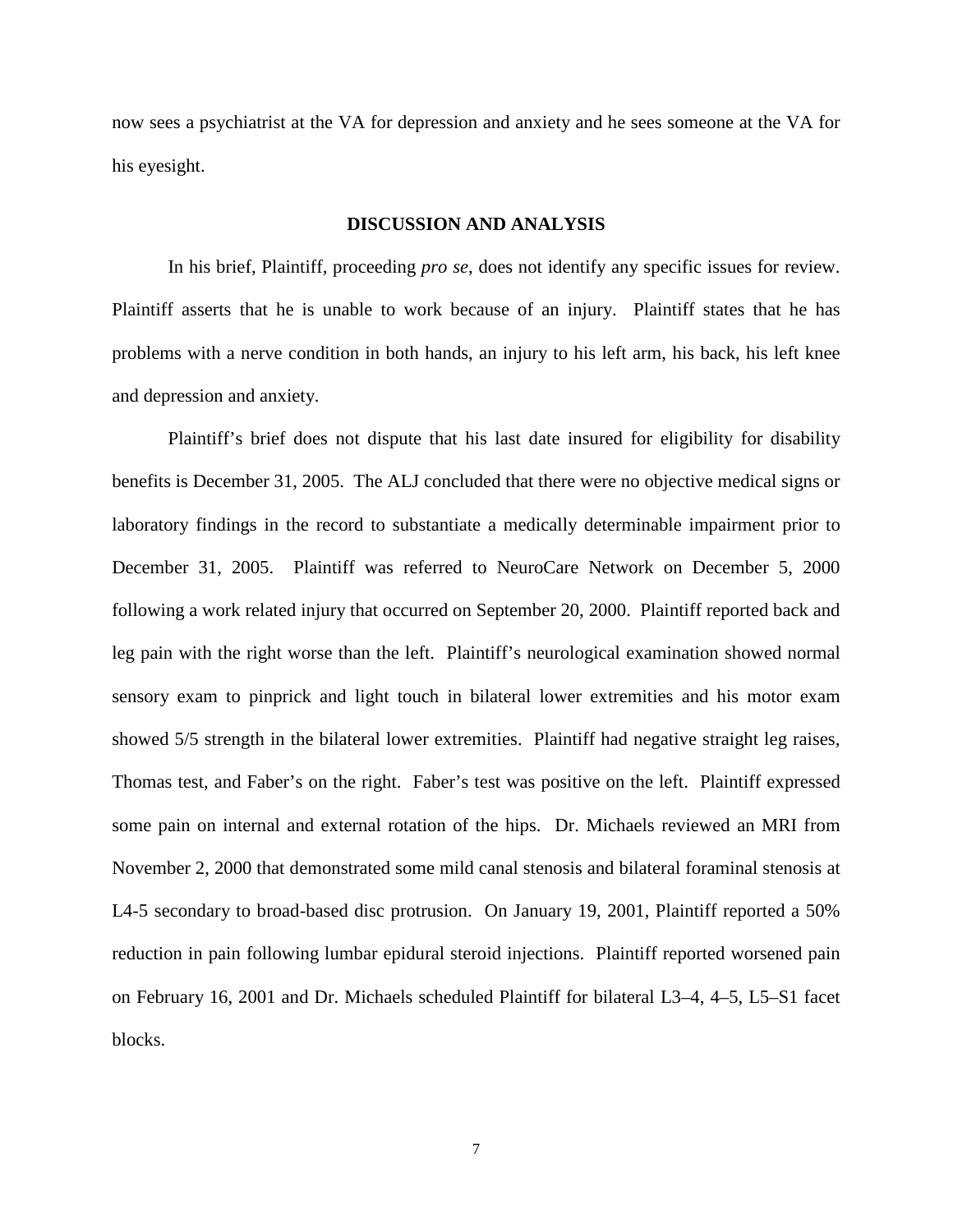now sees a psychiatrist at the VA for depression and anxiety and he sees someone at the VA for his eyesight.

## DISCUSSION AND ANALYSIS

In his brief, Plaintiff, proceeding *pro se*, does not identify any specific issues for review. Plaintiff asserts that he is unable to work because of an injury. Plaintiff states that he has problems with a nerve condition in both hands, an injury to his left arm, his back, his left knee and depression and anxiety.

Plaintiff's brief does not dispute that his last date insured for eligibility for disability benefits is December 31, 2005. The ALJ concluded that there were no objective medical signs or laboratory findings in the record to substantiate a medically determinable impairment prior to December 31, 2005. Plaintiff was referred to NeuroCare Network on December 5, 2000 following a work related injury that occurred on September 20, 2000. Plaintiff reported back and leg pain with the right worse than the left. Plaintiff's neurological examination showed normal sensory exam to pinprick and light touch in bilateral lower extremities and his motor exam showed 5/5 strength in the bilateral lower extremities. Plaintiff had negative straight leg raises, Thomas test, and Faber's on the right. Faber's test was positive on the left. Plaintiff expressed some pain on internal and external rotation of the hips. Dr. Michaels reviewed an MRI from November 2, 2000 that demonstrated some mild canal stenosis and bilateral foraminal stenosis at L4-5 secondary to broad-based disc protrusion. On January 19, 2001, Plaintiff reported a 50% reduction in pain following lumbar epidural steroid injections. Plaintiff reported worsened pain on February 16, 2001 and Dr. Michaels scheduled Plaintiff for bilateral L3–4, 4–5, L5–S1 facet blocks.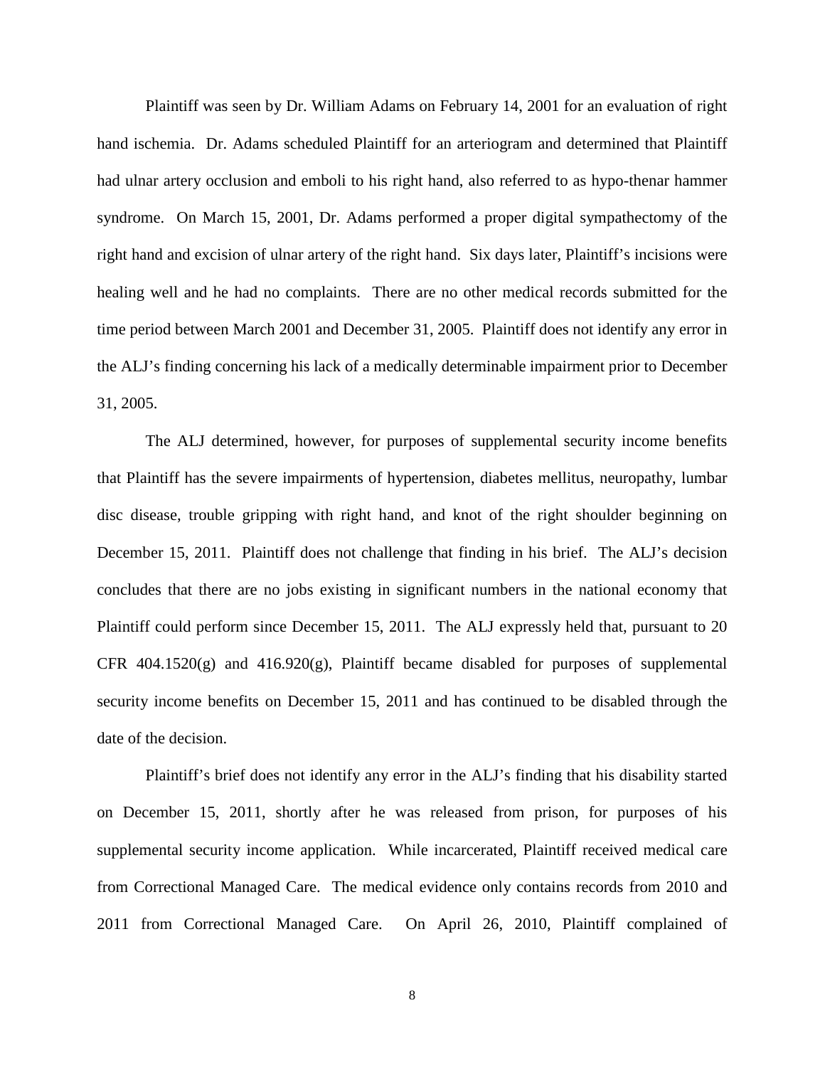Plaintiff was seen by Dr. William Adams on February 14, 2001 for an evaluation of right hand ischemia. Dr. Adams scheduled Plaintiff for an arteriogram and determined that Plaintiff had ulnar artery occlusion and emboli to his right hand, also referred to as hypo-thenar hammer syndrome. On March 15, 2001, Dr. Adams performed a proper digital sympathectomy of the right hand and excision of ulnar artery of the right hand. Six days later, Plaintiff's incisions were healing well and he had no complaints. There are no other medical records submitted for the time period between March 2001 and December 31, 2005. Plaintiff does not identify any error in the ALJ's finding concerning his lack of a medically determinable impairment prior to December 31, 2005.

The ALJ determined, however, for purposes of supplemental security income benefits that Plaintiff has the severe impairments of hypertension, diabetes mellitus, neuropathy, lumbar disc disease, trouble gripping with right hand, and knot of the right shoulder beginning on December 15, 2011. Plaintiff does not challenge that finding in his brief. The ALJ's decision concludes that there are no jobs existing in significant numbers in the national economy that Plaintiff could perform since December 15, 2011. The ALJ expressly held that, pursuant to 20 CFR 404.1520(g) and 416.920(g), Plaintiff became disabled for purposes of supplemental security income benefits on December 15, 2011 and has continued to be disabled through the date of the decision.

Plaintiff's brief does not identify any error in the ALJ's finding that his disability started on December 15, 2011, shortly after he was released from prison, for purposes of his supplemental security income application. While incarcerated, Plaintiff received medical care from Correctional Managed Care. The medical evidence only contains records from 2010 and 2011 from Correctional Managed Care. On April 26, 2010, Plaintiff complained of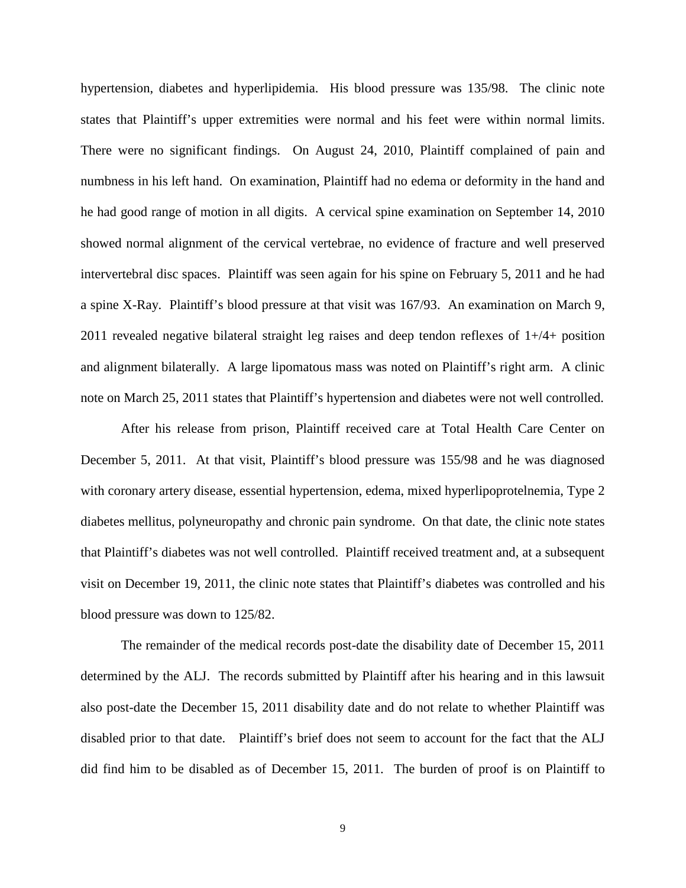hypertension, diabetes and hyperlipidemia. His blood pressure was 135/98. The clinic note states that Plaintiff's upper extremities were normal and his feet were within normal limits. There were no significant findings. On August 24, 2010, Plaintiff complained of pain and numbness in his left hand. On examination, Plaintiff had no edema or deformity in the hand and he had good range of motion in all digits. A cervical spine examination on September 14, 2010 showed normal alignment of the cervical vertebrae, no evidence of fracture and well preserved intervertebral disc spaces. Plaintiff was seen again for his spine on February 5, 2011 and he had a spine X-Ray. Plaintiff's blood pressure at that visit was 167/93. An examination on March 9, 2011 revealed negative bilateral straight leg raises and deep tendon reflexes of 1+/4+ position and alignment bilaterally. A large lipomatous mass was noted on Plaintiff's right arm. A clinic note on March 25, 2011 states that Plaintiff's hypertension and diabetes were not well controlled.

After his release from prison, Plaintiff received care at Total Health Care Center on December 5, 2011. At that visit, Plaintiff's blood pressure was 155/98 and he was diagnosed with coronary artery disease, essential hypertension, edema, mixed hyperlipoprotelnemia, Type 2 diabetes mellitus, polyneuropathy and chronic pain syndrome. On that date, the clinic note states that Plaintiff's diabetes was not well controlled. Plaintiff received treatment and, at a subsequent visit on December 19, 2011, the clinic note states that Plaintiff's diabetes was controlled and his blood pressure was down to 125/82.

The remainder of the medical records post-date the disability date of December 15, 2011 determined by the ALJ. The records submitted by Plaintiff after his hearing and in this lawsuit also post-date the December 15, 2011 disability date and do not relate to whether Plaintiff was disabled prior to that date. Plaintiff's brief does not seem to account for the fact that the ALJ did find him to be disabled as of December 15, 2011. The burden of proof is on Plaintiff to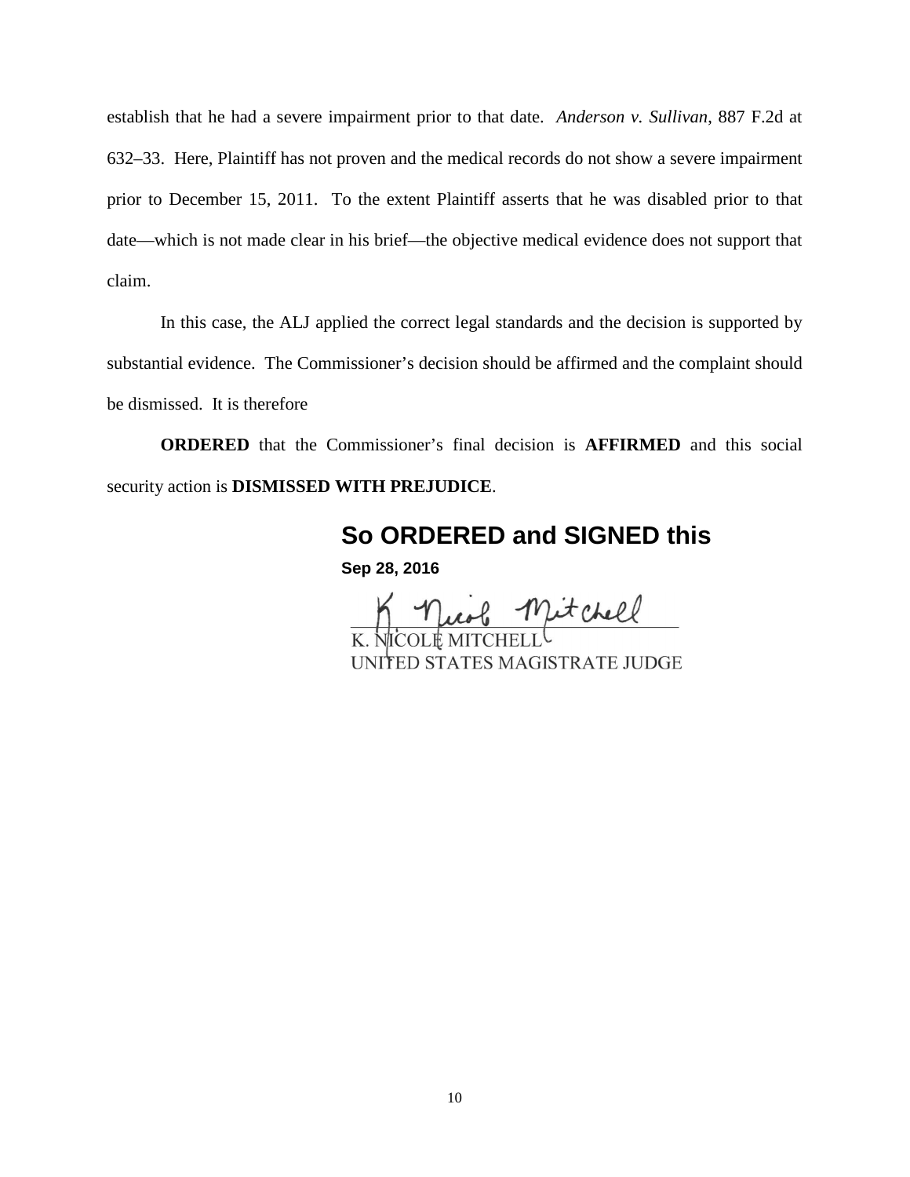establish that he had a severe impairment prior to that date. *Anderson v. Sullivan*, 887 F.2d at 632–33. Here, Plaintiff has not proven and the medical records do not show a severe impairment prior to December 15, 2011. To the extent Plaintiff asserts that he was disabled prior to that date—which is not made clear in his brief—the objective medical evidence does not support that claim.

In this case, the ALJ applied the correct legal standards and the decision is supported by substantial evidence. The Commissioner's decision should be affirmed and the complaint should be dismissed. It is therefore

**ORDERED** that the Commissioner's final decision is **AFFIRMED** and this social security action is **DISMISSED WITH PREJUDICE**.

**So ORDERED and SIGNED this**

**Sep 28, 2016**

K. Nicole Mitchell

K. NICOLE MITCHELL
UNITED STATES MAGISTRATE JUDGE